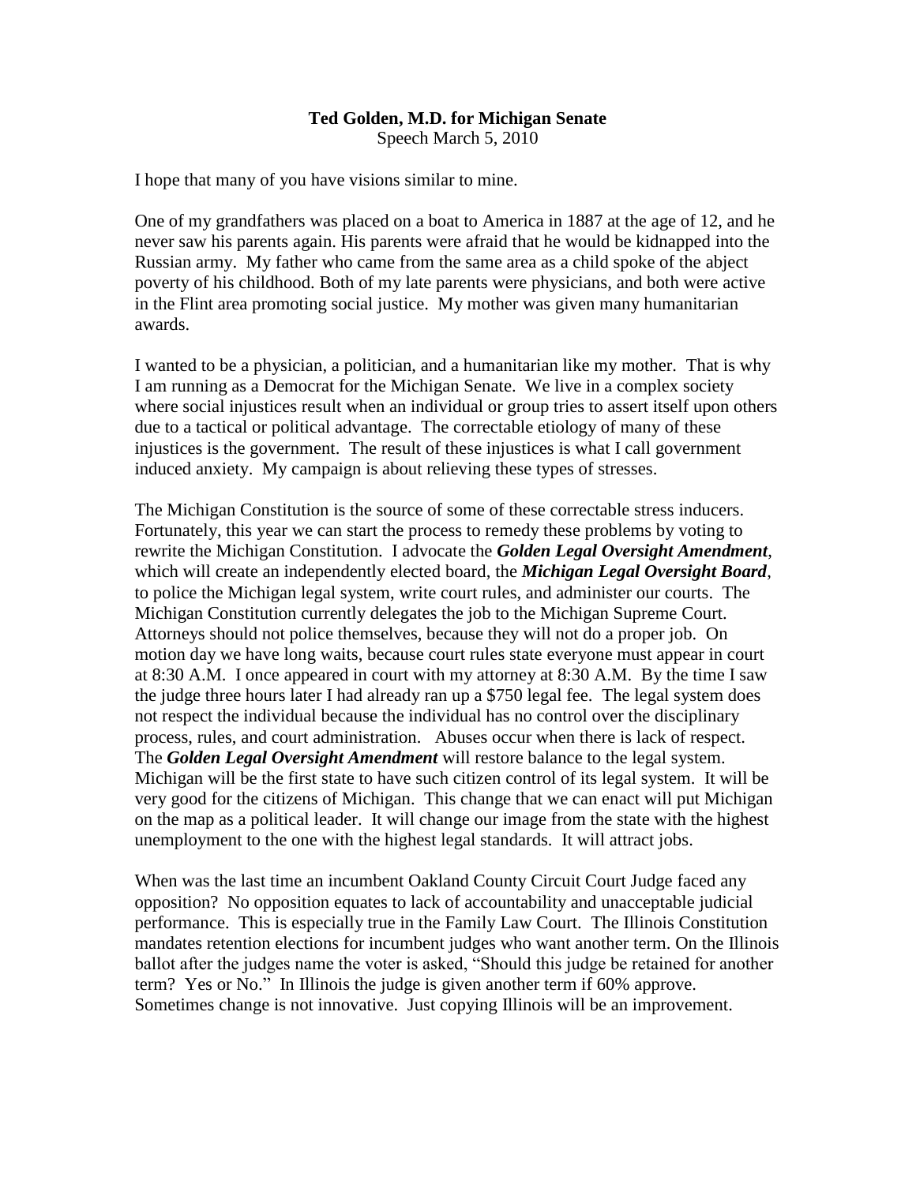**Ted Golden, M.D. for Michigan Senate**
Speech March 5, 2010

I hope that many of you have visions similar to mine.

One of my grandfathers was placed on a boat to America in 1887 at the age of 12, and he never saw his parents again. His parents were afraid that he would be kidnapped into the Russian army. My father who came from the same area as a child spoke of the abject poverty of his childhood. Both of my late parents were physicians, and both were active in the Flint area promoting social justice. My mother was given many humanitarian awards.

I wanted to be a physician, a politician, and a humanitarian like my mother. That is why I am running as a Democrat for the Michigan Senate. We live in a complex society where social injustices result when an individual or group tries to assert itself upon others due to a tactical or political advantage. The correctable etiology of many of these injustices is the government. The result of these injustices is what I call government induced anxiety. My campaign is about relieving these types of stresses.

The Michigan Constitution is the source of some of these correctable stress inducers. Fortunately, this year we can start the process to remedy these problems by voting to rewrite the Michigan Constitution. I advocate the ***Golden Legal Oversight Amendment***, which will create an independently elected board, the ***Michigan Legal Oversight Board***, to police the Michigan legal system, write court rules, and administer our courts. The Michigan Constitution currently delegates the job to the Michigan Supreme Court. Attorneys should not police themselves, because they will not do a proper job. On motion day we have long waits, because court rules state everyone must appear in court at 8:30 A.M. I once appeared in court with my attorney at 8:30 A.M. By the time I saw the judge three hours later I had already ran up a $750 legal fee. The legal system does not respect the individual because the individual has no control over the disciplinary process, rules, and court administration. Abuses occur when there is lack of respect. The ***Golden Legal Oversight Amendment*** will restore balance to the legal system. Michigan will be the first state to have such citizen control of its legal system. It will be very good for the citizens of Michigan. This change that we can enact will put Michigan on the map as a political leader. It will change our image from the state with the highest unemployment to the one with the highest legal standards. It will attract jobs.

When was the last time an incumbent Oakland County Circuit Court Judge faced any opposition? No opposition equates to lack of accountability and unacceptable judicial performance. This is especially true in the Family Law Court. The Illinois Constitution mandates retention elections for incumbent judges who want another term. On the Illinois ballot after the judges name the voter is asked, "Should this judge be retained for another term? Yes or No." In Illinois the judge is given another term if 60% approve. Sometimes change is not innovative. Just copying Illinois will be an improvement.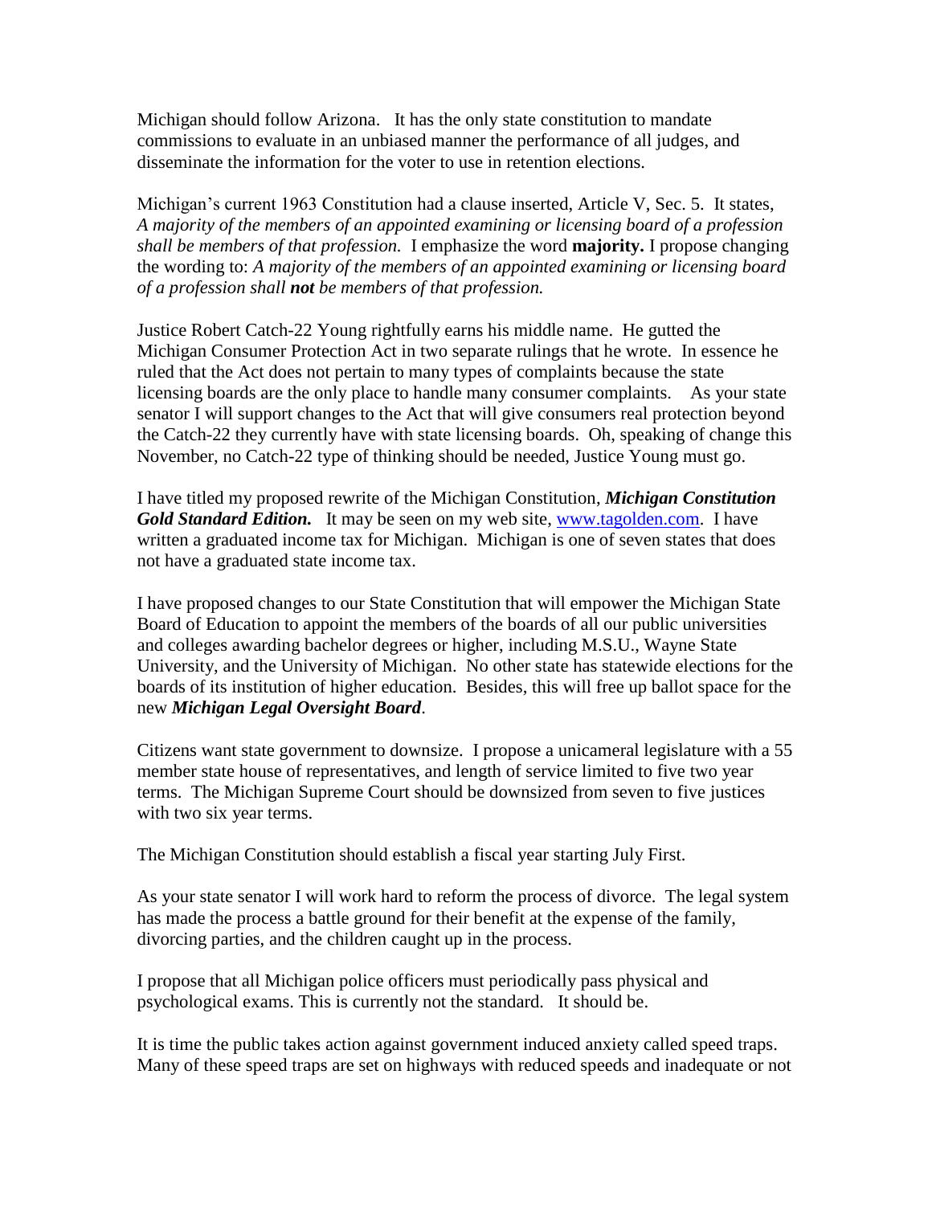Michigan should follow Arizona. It has the only state constitution to mandate commissions to evaluate in an unbiased manner the performance of all judges, and disseminate the information for the voter to use in retention elections.

Michigan's current 1963 Constitution had a clause inserted, Article V, Sec. 5. It states, *A majority of the members of an appointed examining or licensing board of a profession shall be members of that profession.* I emphasize the word **majority.** I propose changing the wording to: *A majority of the members of an appointed examining or licensing board of a profession shall* ***not*** *be members of that profession.*

Justice Robert Catch-22 Young rightfully earns his middle name. He gutted the Michigan Consumer Protection Act in two separate rulings that he wrote. In essence he ruled that the Act does not pertain to many types of complaints because the state licensing boards are the only place to handle many consumer complaints. As your state senator I will support changes to the Act that will give consumers real protection beyond the Catch-22 they currently have with state licensing boards. Oh, speaking of change this November, no Catch-22 type of thinking should be needed, Justice Young must go.

I have titled my proposed rewrite of the Michigan Constitution, ***Michigan Constitution Gold Standard Edition.*** It may be seen on my web site, [www.tagolden.com](http://www.tagolden.com). I have written a graduated income tax for Michigan. Michigan is one of seven states that does not have a graduated state income tax.

I have proposed changes to our State Constitution that will empower the Michigan State Board of Education to appoint the members of the boards of all our public universities and colleges awarding bachelor degrees or higher, including M.S.U., Wayne State University, and the University of Michigan. No other state has statewide elections for the boards of its institution of higher education. Besides, this will free up ballot space for the new ***Michigan Legal Oversight Board***.

Citizens want state government to downsize. I propose a unicameral legislature with a 55 member state house of representatives, and length of service limited to five two year terms. The Michigan Supreme Court should be downsized from seven to five justices with two six year terms.

The Michigan Constitution should establish a fiscal year starting July First.

As your state senator I will work hard to reform the process of divorce. The legal system has made the process a battle ground for their benefit at the expense of the family, divorcing parties, and the children caught up in the process.

I propose that all Michigan police officers must periodically pass physical and psychological exams. This is currently not the standard. It should be.

It is time the public takes action against government induced anxiety called speed traps. Many of these speed traps are set on highways with reduced speeds and inadequate or not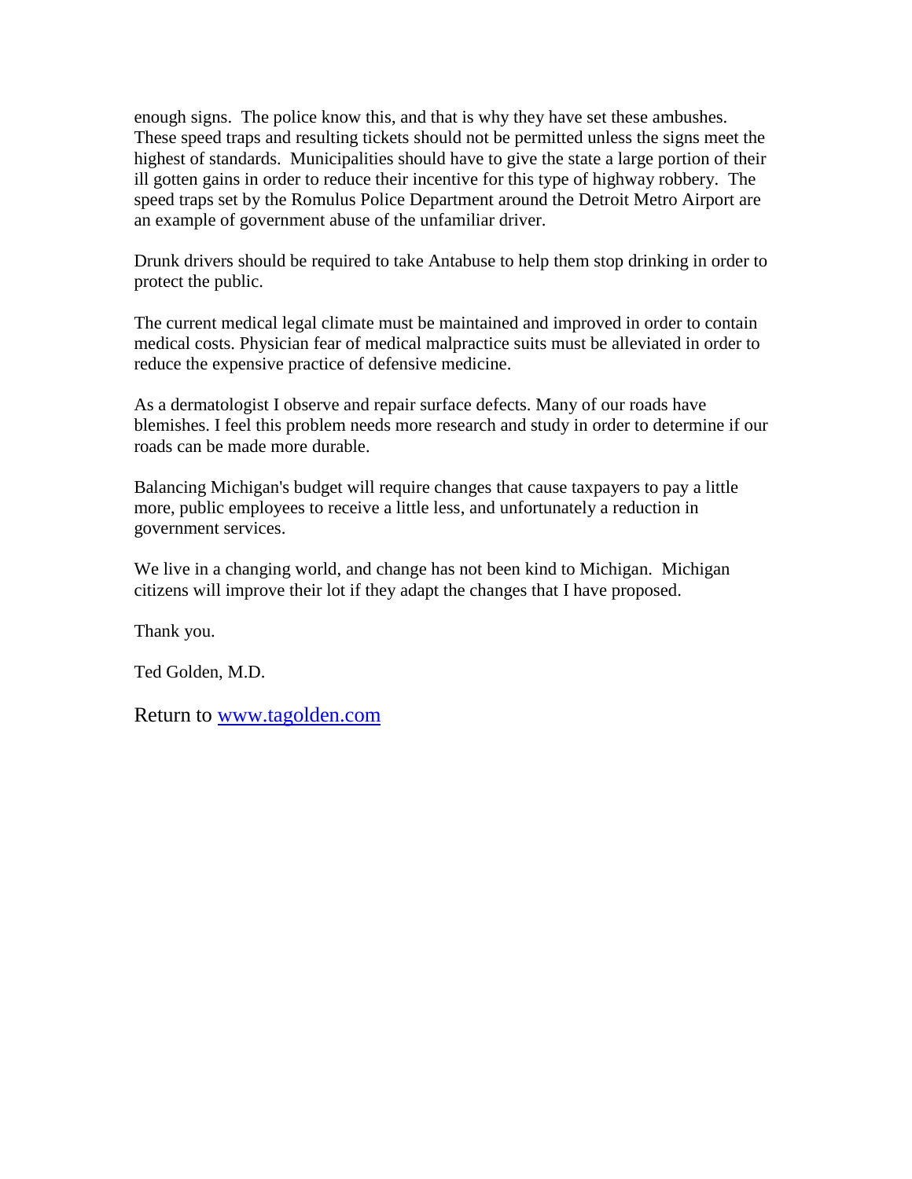enough signs. The police know this, and that is why they have set these ambushes. These speed traps and resulting tickets should not be permitted unless the signs meet the highest of standards. Municipalities should have to give the state a large portion of their ill gotten gains in order to reduce their incentive for this type of highway robbery. The speed traps set by the Romulus Police Department around the Detroit Metro Airport are an example of government abuse of the unfamiliar driver.

Drunk drivers should be required to take Antabuse to help them stop drinking in order to protect the public.

The current medical legal climate must be maintained and improved in order to contain medical costs. Physician fear of medical malpractice suits must be alleviated in order to reduce the expensive practice of defensive medicine.

As a dermatologist I observe and repair surface defects. Many of our roads have blemishes. I feel this problem needs more research and study in order to determine if our roads can be made more durable.

Balancing Michigan's budget will require changes that cause taxpayers to pay a little more, public employees to receive a little less, and unfortunately a reduction in government services.

We live in a changing world, and change has not been kind to Michigan. Michigan citizens will improve their lot if they adapt the changes that I have proposed.

Thank you.

Ted Golden, M.D.

Return to [www.tagolden.com](http://www.tagolden.com)